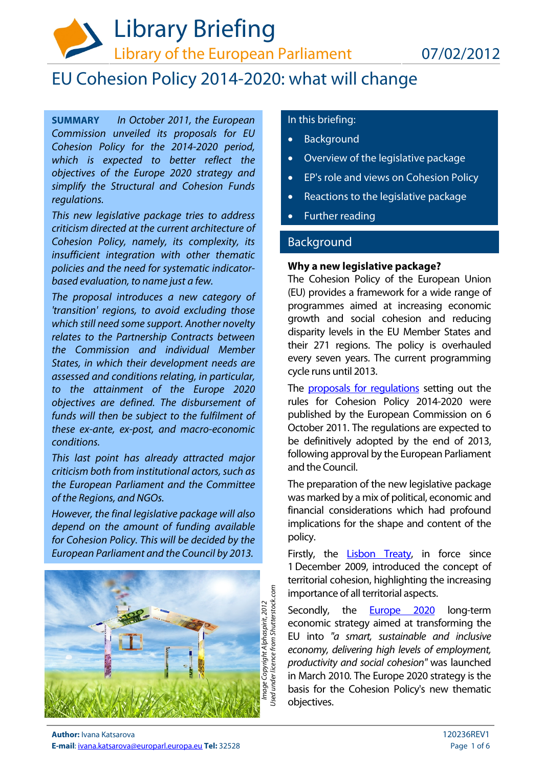# Library Briefing

Library of the European Parliament 07/02/2012

## EU Cohesion Policy 2014-2020: what will change

**SUMMARY** *In October 2011, the European Commission unveiled its proposals for EU Cohesion Policy for the 2014-2020 period, which is expected to better reflect the objectives of the Europe 2020 strategy and simplify the Structural and Cohesion Funds regulations.*

*This new legislative package tries to address criticism directed at the current architecture of Cohesion Policy, namely, its complexity, its insufficient integration with other thematic policies and the need for systematic indicator-based evaluation, to name just a few.*

*The proposal introduces a new category of 'transition' regions, to avoid excluding those which still need some support. Another novelty relates to the Partnership Contracts between the Commission and individual Member States, in which their development needs are assessed and conditions relating, in particular, to the attainment of the Europe 2020 objectives are defined. The disbursement of funds will then be subject to the fulfilment of these ex-ante, ex-post, and macro-economic conditions.*

*This last point has already attracted major criticism both from institutional actors, such as the European Parliament and the Committee of the Regions, and NGOs.*

*However, the final legislative package will also depend on the amount of funding available for Cohesion Policy. This will be decided by the European Parliament and the Council by 2013.*

*Image Copyright Alphaspirit, 2012*
*Used under licence from Shutterstock.com*

In this briefing:

- Background
- Overview of the legislative package
- EP's role and views on Cohesion Policy
- Reactions to the legislative package
- Further reading

## Background

**Why a new legislative package?**

The Cohesion Policy of the European Union (EU) provides a framework for a wide range of programmes aimed at increasing economic growth and social cohesion and reducing disparity levels in the EU Member States and their 271 regions. The policy is overhauled every seven years. The current programming cycle runs until 2013.

The proposals for regulations setting out the rules for Cohesion Policy 2014-2020 were published by the European Commission on 6 October 2011. The regulations are expected to be definitively adopted by the end of 2013, following approval by the European Parliament and the Council.

The preparation of the new legislative package was marked by a mix of political, economic and financial considerations which had profound implications for the shape and content of the policy.

Firstly, the Lisbon Treaty, in force since 1 December 2009, introduced the concept of territorial cohesion, highlighting the increasing importance of all territorial aspects.

Secondly, the Europe 2020 long-term economic strategy aimed at transforming the EU into *"a smart, sustainable and inclusive economy, delivering high levels of employment, productivity and social cohesion"* was launched in March 2010. The Europe 2020 strategy is the basis for the Cohesion Policy's new thematic objectives.

**Author:** Ivana Katsarova
**E-mail**: ivana.katsarova@europarl.europa.eu **Tel:** 32528

120236REV1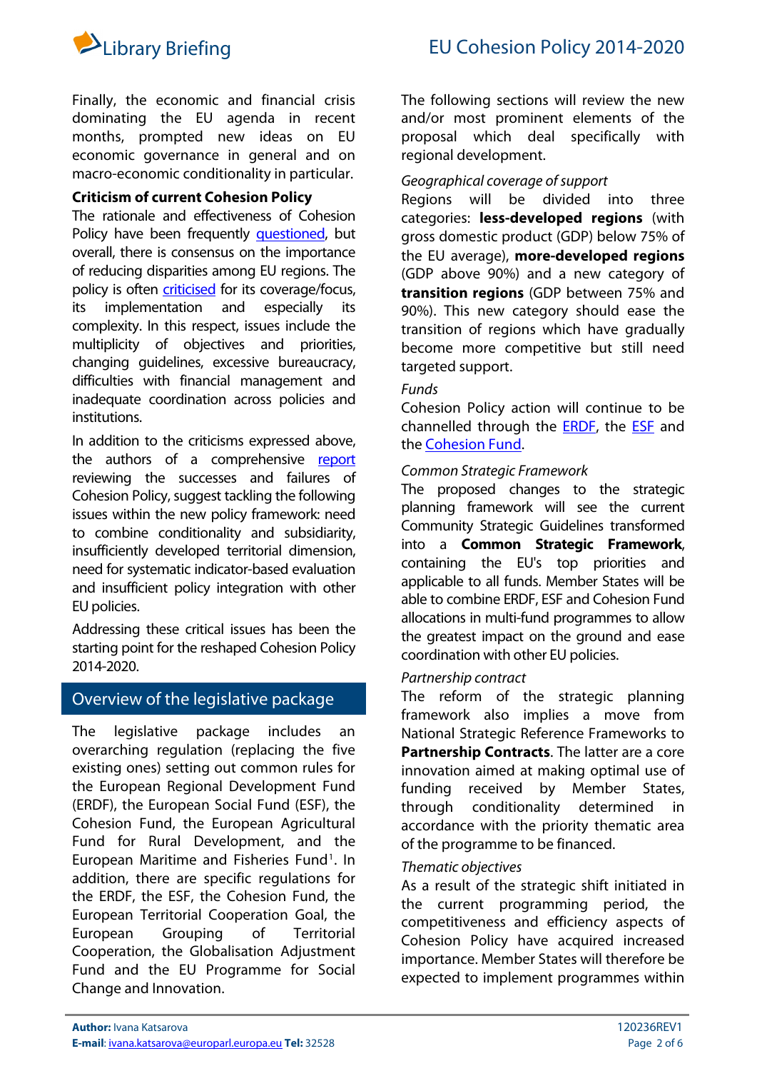Finally, the economic and financial crisis dominating the EU agenda in recent months, prompted new ideas on EU economic governance in general and on macro-economic conditionality in particular.

**Criticism of current Cohesion Policy**

The rationale and effectiveness of Cohesion Policy have been frequently questioned, but overall, there is consensus on the importance of reducing disparities among EU regions. The policy is often criticised for its coverage/focus, its implementation and especially its complexity. In this respect, issues include the multiplicity of objectives and priorities, changing guidelines, excessive bureaucracy, difficulties with financial management and inadequate coordination across policies and institutions.

In addition to the criticisms expressed above, the authors of a comprehensive report reviewing the successes and failures of Cohesion Policy, suggest tackling the following issues within the new policy framework: need to combine conditionality and subsidiarity, insufficiently developed territorial dimension, need for systematic indicator-based evaluation and insufficient policy integration with other EU policies.

Addressing these critical issues has been the starting point for the reshaped Cohesion Policy 2014-2020.

## Overview of the legislative package

The legislative package includes an overarching regulation (replacing the five existing ones) setting out common rules for the European Regional Development Fund (ERDF), the European Social Fund (ESF), the Cohesion Fund, the European Agricultural Fund for Rural Development, and the European Maritime and Fisheries Fund[1]. In addition, there are specific regulations for the ERDF, the ESF, the Cohesion Fund, the European Territorial Cooperation Goal, the European Grouping of Territorial Cooperation, the Globalisation Adjustment Fund and the EU Programme for Social Change and Innovation.

The following sections will review the new and/or most prominent elements of the proposal which deal specifically with regional development.

*Geographical coverage of support*

Regions will be divided into three categories: **less-developed regions** (with gross domestic product (GDP) below 75% of the EU average), **more-developed regions** (GDP above 90%) and a new category of **transition regions** (GDP between 75% and 90%). This new category should ease the transition of regions which have gradually become more competitive but still need targeted support.

*Funds*

Cohesion Policy action will continue to be channelled through the ERDF, the ESF and the Cohesion Fund.

*Common Strategic Framework*

The proposed changes to the strategic planning framework will see the current Community Strategic Guidelines transformed into a **Common Strategic Framework**, containing the EU's top priorities and applicable to all funds. Member States will be able to combine ERDF, ESF and Cohesion Fund allocations in multi-fund programmes to allow the greatest impact on the ground and ease coordination with other EU policies.

*Partnership contract*

The reform of the strategic planning framework also implies a move from National Strategic Reference Frameworks to **Partnership Contracts**. The latter are a core innovation aimed at making optimal use of funding received by Member States, through conditionality determined in accordance with the priority thematic area of the programme to be financed.

*Thematic objectives*

As a result of the strategic shift initiated in the current programming period, the competitiveness and efficiency aspects of Cohesion Policy have acquired increased importance. Member States will therefore be expected to implement programmes within

**Author:** Ivana Katsarova
**E-mail**: ivana.katsarova@europarl.europa.eu **Tel:** 32528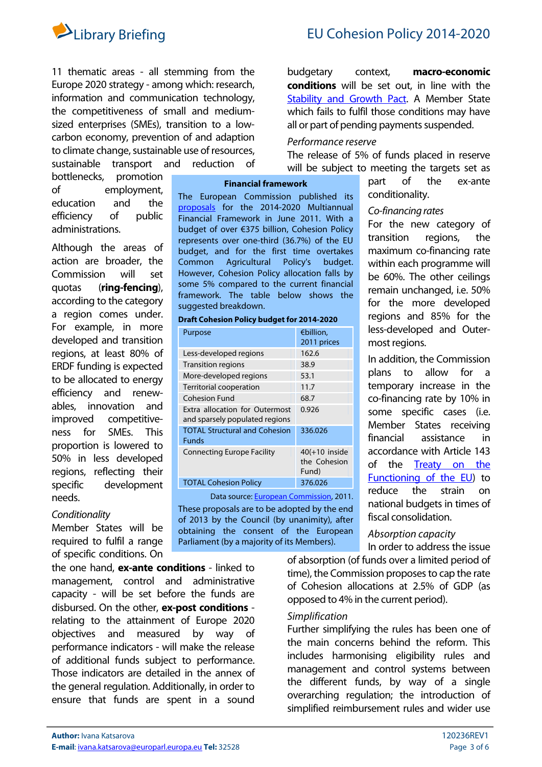11 thematic areas - all stemming from the Europe 2020 strategy - among which: research, information and communication technology, the competitiveness of small and medium-sized enterprises (SMEs), transition to a low-carbon economy, prevention of and adaption to climate change, sustainable use of resources, sustainable transport and reduction of bottlenecks, promotion of employment, education and the efficiency of public administrations.

Although the areas of action are broader, the Commission will set quotas (**ring-fencing**), according to the category a region comes under. For example, in more developed and transition regions, at least 80% of ERDF funding is expected to be allocated to energy efficiency and renewables, innovation and improved competitiveness for SMEs. This proportion is lowered to 50% in less developed regions, reflecting their specific development needs.

*Conditionality*

Member States will be required to fulfil a range of specific conditions. On the one hand, **ex-ante conditions** - linked to management, control and administrative capacity - will be set before the funds are disbursed. On the other, **ex-post conditions** - relating to the attainment of Europe 2020 objectives and measured by way of performance indicators - will make the release of additional funds subject to performance. Those indicators are detailed in the annex of the general regulation. Additionally, in order to ensure that funds are spent in a sound budgetary context, **macro-economic conditions** will be set out, in line with the Stability and Growth Pact. A Member State which fails to fulfil those conditions may have all or part of pending payments suspended.

*Performance reserve*

The release of 5% of funds placed in reserve will be subject to meeting the targets set as part of the ex-ante conditionality.

*Co-financing rates*

For the new category of transition regions, the maximum co-financing rate within each programme will be 60%. The other ceilings remain unchanged, i.e. 50% for the more developed regions and 85% for the less-developed and Outermost regions.

In addition, the Commission plans to allow for a temporary increase in the co-financing rate by 10% in some specific cases (i.e. Member States receiving financial assistance in accordance with Article 143 of the Treaty on the Functioning of the EU) to reduce the strain on national budgets in times of fiscal consolidation.

*Absorption capacity*

In order to address the issue of absorption (of funds over a limited period of time), the Commission proposes to cap the rate of Cohesion allocations at 2.5% of GDP (as opposed to 4% in the current period).

*Simplification*

Further simplifying the rules has been one of the main concerns behind the reform. This includes harmonising eligibility rules and management and control systems between the different funds, by way of a single overarching regulation; the introduction of simplified reimbursement rules and wider use

**Financial framework**

The European Commission published its proposals for the 2014-2020 Multiannual Financial Framework in June 2011. With a budget of over €375 billion, Cohesion Policy represents over one-third (36.7%) of the EU budget, and for the first time overtakes Common Agricultural Policy's budget. However, Cohesion Policy allocation falls by some 5% compared to the current financial framework. The table below shows the suggested breakdown.

**Draft Cohesion Policy budget for 2014-2020**

| Purpose | €billion, 2011 prices |
|---|---|
| Less-developed regions | 162.6 |
| Transition regions | 38.9 |
| More-developed regions | 53.1 |
| Territorial cooperation | 11.7 |
| Cohesion Fund | 68.7 |
| Extra allocation for Outermost and sparsely populated regions | 0.926 |
| TOTAL Structural and Cohesion Funds | 336.026 |
| Connecting Europe Facility | 40(+10 inside the Cohesion Fund) |
| TOTAL Cohesion Policy | 376.026 |

Data source: European Commission, 2011.

These proposals are to be adopted by the end of 2013 by the Council (by unanimity), after obtaining the consent of the European Parliament (by a majority of its Members).

**Author:** Ivana Katsarova
**E-mail**: ivana.katsarova@europarl.europa.eu **Tel:** 32528

120236REV1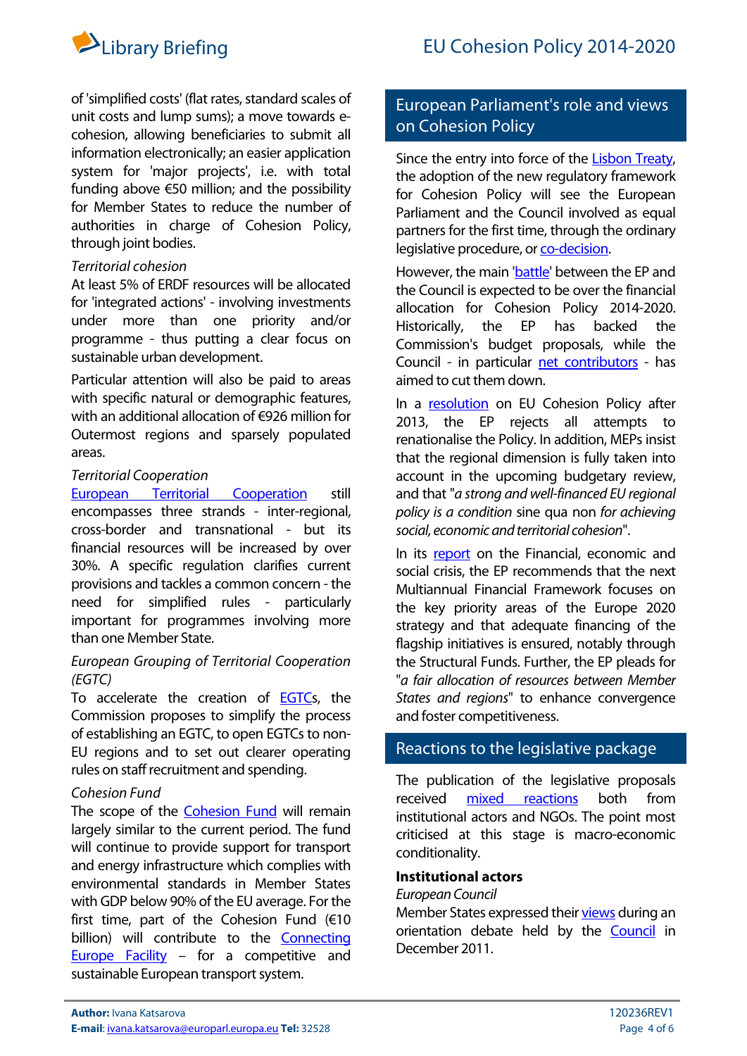of 'simplified costs' (flat rates, standard scales of unit costs and lump sums); a move towards e-cohesion, allowing beneficiaries to submit all information electronically; an easier application system for 'major projects', i.e. with total funding above €50 million; and the possibility for Member States to reduce the number of authorities in charge of Cohesion Policy, through joint bodies.

*Territorial cohesion*

At least 5% of ERDF resources will be allocated for 'integrated actions' - involving investments under more than one priority and/or programme - thus putting a clear focus on sustainable urban development.

Particular attention will also be paid to areas with specific natural or demographic features, with an additional allocation of €926 million for Outermost regions and sparsely populated areas.

*Territorial Cooperation*

European Territorial Cooperation still encompasses three strands - inter-regional, cross-border and transnational - but its financial resources will be increased by over 30%. A specific regulation clarifies current provisions and tackles a common concern - the need for simplified rules - particularly important for programmes involving more than one Member State.

*European Grouping of Territorial Cooperation (EGTC)*

To accelerate the creation of EGTCs, the Commission proposes to simplify the process of establishing an EGTC, to open EGTCs to non-EU regions and to set out clearer operating rules on staff recruitment and spending.

*Cohesion Fund*

The scope of the Cohesion Fund will remain largely similar to the current period. The fund will continue to provide support for transport and energy infrastructure which complies with environmental standards in Member States with GDP below 90% of the EU average. For the first time, part of the Cohesion Fund (€10 billion) will contribute to the Connecting Europe Facility – for a competitive and sustainable European transport system.

## European Parliament's role and views on Cohesion Policy

Since the entry into force of the Lisbon Treaty, the adoption of the new regulatory framework for Cohesion Policy will see the European Parliament and the Council involved as equal partners for the first time, through the ordinary legislative procedure, or co-decision.

However, the main 'battle' between the EP and the Council is expected to be over the financial allocation for Cohesion Policy 2014-2020. Historically, the EP has backed the Commission's budget proposals, while the Council - in particular net contributors - has aimed to cut them down.

In a resolution on EU Cohesion Policy after 2013, the EP rejects all attempts to renationalise the Policy. In addition, MEPs insist that the regional dimension is fully taken into account in the upcoming budgetary review, and that "*a strong and well-financed EU regional policy is a condition* sine qua non *for achieving social, economic and territorial cohesion*".

In its report on the Financial, economic and social crisis, the EP recommends that the next Multiannual Financial Framework focuses on the key priority areas of the Europe 2020 strategy and that adequate financing of the flagship initiatives is ensured, notably through the Structural Funds. Further, the EP pleads for "*a fair allocation of resources between Member States and regions*" to enhance convergence and foster competitiveness.

## Reactions to the legislative package

The publication of the legislative proposals received mixed reactions both from institutional actors and NGOs. The point most criticised at this stage is macro-economic conditionality.

**Institutional actors**

*European Council*

Member States expressed their views during an orientation debate held by the Council in December 2011.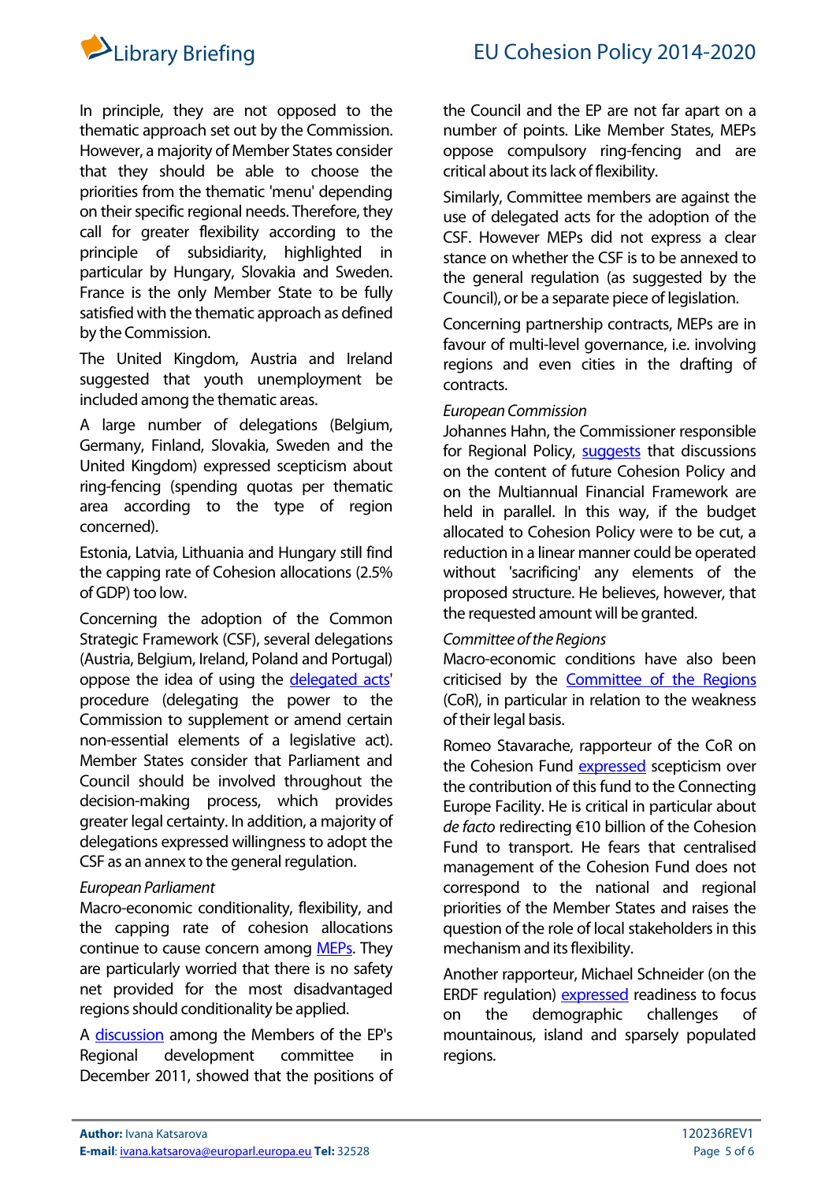In principle, they are not opposed to the thematic approach set out by the Commission. However, a majority of Member States consider that they should be able to choose the priorities from the thematic 'menu' depending on their specific regional needs. Therefore, they call for greater flexibility according to the principle of subsidiarity, highlighted in particular by Hungary, Slovakia and Sweden. France is the only Member State to be fully satisfied with the thematic approach as defined by the Commission.

The United Kingdom, Austria and Ireland suggested that youth unemployment be included among the thematic areas.

A large number of delegations (Belgium, Germany, Finland, Slovakia, Sweden and the United Kingdom) expressed scepticism about ring-fencing (spending quotas per thematic area according to the type of region concerned).

Estonia, Latvia, Lithuania and Hungary still find the capping rate of Cohesion allocations (2.5% of GDP) too low.

Concerning the adoption of the Common Strategic Framework (CSF), several delegations (Austria, Belgium, Ireland, Poland and Portugal) oppose the idea of using the delegated acts' procedure (delegating the power to the Commission to supplement or amend certain non-essential elements of a legislative act). Member States consider that Parliament and Council should be involved throughout the decision-making process, which provides greater legal certainty. In addition, a majority of delegations expressed willingness to adopt the CSF as an annex to the general regulation.

*European Parliament*

Macro-economic conditionality, flexibility, and the capping rate of cohesion allocations continue to cause concern among MEPs. They are particularly worried that there is no safety net provided for the most disadvantaged regions should conditionality be applied.

A discussion among the Members of the EP's Regional development committee in December 2011, showed that the positions of the Council and the EP are not far apart on a number of points. Like Member States, MEPs oppose compulsory ring-fencing and are critical about its lack of flexibility.

Similarly, Committee members are against the use of delegated acts for the adoption of the CSF. However MEPs did not express a clear stance on whether the CSF is to be annexed to the general regulation (as suggested by the Council), or be a separate piece of legislation.

Concerning partnership contracts, MEPs are in favour of multi-level governance, i.e. involving regions and even cities in the drafting of contracts.

*European Commission*

Johannes Hahn, the Commissioner responsible for Regional Policy, suggests that discussions on the content of future Cohesion Policy and on the Multiannual Financial Framework are held in parallel. In this way, if the budget allocated to Cohesion Policy were to be cut, a reduction in a linear manner could be operated without 'sacrificing' any elements of the proposed structure. He believes, however, that the requested amount will be granted.

*Committee of the Regions*

Macro-economic conditions have also been criticised by the Committee of the Regions (CoR), in particular in relation to the weakness of their legal basis.

Romeo Stavarache, rapporteur of the CoR on the Cohesion Fund expressed scepticism over the contribution of this fund to the Connecting Europe Facility. He is critical in particular about *de facto* redirecting €10 billion of the Cohesion Fund to transport. He fears that centralised management of the Cohesion Fund does not correspond to the national and regional priorities of the Member States and raises the question of the role of local stakeholders in this mechanism and its flexibility.

Another rapporteur, Michael Schneider (on the ERDF regulation) expressed readiness to focus on the demographic challenges of mountainous, island and sparsely populated regions.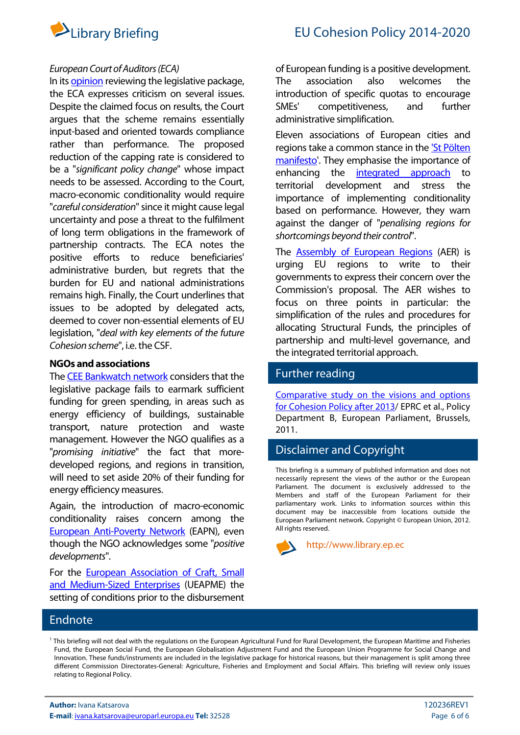*European Court of Auditors (ECA)*

In its opinion reviewing the legislative package, the ECA expresses criticism on several issues. Despite the claimed focus on results, the Court argues that the scheme remains essentially input-based and oriented towards compliance rather than performance. The proposed reduction of the capping rate is considered to be a "*significant policy change*" whose impact needs to be assessed. According to the Court, macro-economic conditionality would require "*careful consideration*" since it might cause legal uncertainty and pose a threat to the fulfilment of long term obligations in the framework of partnership contracts. The ECA notes the positive efforts to reduce beneficiaries' administrative burden, but regrets that the burden for EU and national administrations remains high. Finally, the Court underlines that issues to be adopted by delegated acts, deemed to cover non-essential elements of EU legislation, "*deal with key elements of the future Cohesion scheme*", i.e. the CSF.

**NGOs and associations**

The CEE Bankwatch network considers that the legislative package fails to earmark sufficient funding for green spending, in areas such as energy efficiency of buildings, sustainable transport, nature protection and waste management. However the NGO qualifies as a "*promising initiative*" the fact that more-developed regions, and regions in transition, will need to set aside 20% of their funding for energy efficiency measures.

Again, the introduction of macro-economic conditionality raises concern among the European Anti-Poverty Network (EAPN), even though the NGO acknowledges some "*positive developments*".

For the European Association of Craft, Small and Medium-Sized Enterprises (UEAPME) the setting of conditions prior to the disbursement of European funding is a positive development. The association also welcomes the introduction of specific quotas to encourage SMEs' competitiveness, and further administrative simplification.

Eleven associations of European cities and regions take a common stance in the 'St Pölten manifesto'. They emphasise the importance of enhancing the integrated approach to territorial development and stress the importance of implementing conditionality based on performance. However, they warn against the danger of "*penalising regions for shortcomings beyond their control*".

The Assembly of European Regions (AER) is urging EU regions to write to their governments to express their concern over the Commission's proposal. The AER wishes to focus on three points in particular: the simplification of the rules and procedures for allocating Structural Funds, the principles of partnership and multi-level governance, and the integrated territorial approach.

## Further reading

Comparative study on the visions and options for Cohesion Policy after 2013/ EPRC et al., Policy Department B, European Parliament, Brussels, 2011.

## Disclaimer and Copyright

This briefing is a summary of published information and does not necessarily represent the views of the author or the European Parliament. The document is exclusively addressed to the Members and staff of the European Parliament for their parliamentary work. Links to information sources within this document may be inaccessible from locations outside the European Parliament network. Copyright © European Union, 2012. All rights reserved.

http://www.library.ep.ec

## Endnote

[1] This briefing will not deal with the regulations on the European Agricultural Fund for Rural Development, the European Maritime and Fisheries Fund, the European Social Fund, the European Globalisation Adjustment Fund and the European Union Programme for Social Change and Innovation. These funds/instruments are included in the legislative package for historical reasons, but their management is split among three different Commission Directorates-General: Agriculture, Fisheries and Employment and Social Affairs. This briefing will review only issues relating to Regional Policy.

**Author:** Ivana Katsarova
**E-mail**: ivana.katsarova@europarl.europa.eu **Tel:** 32528

120236REV1